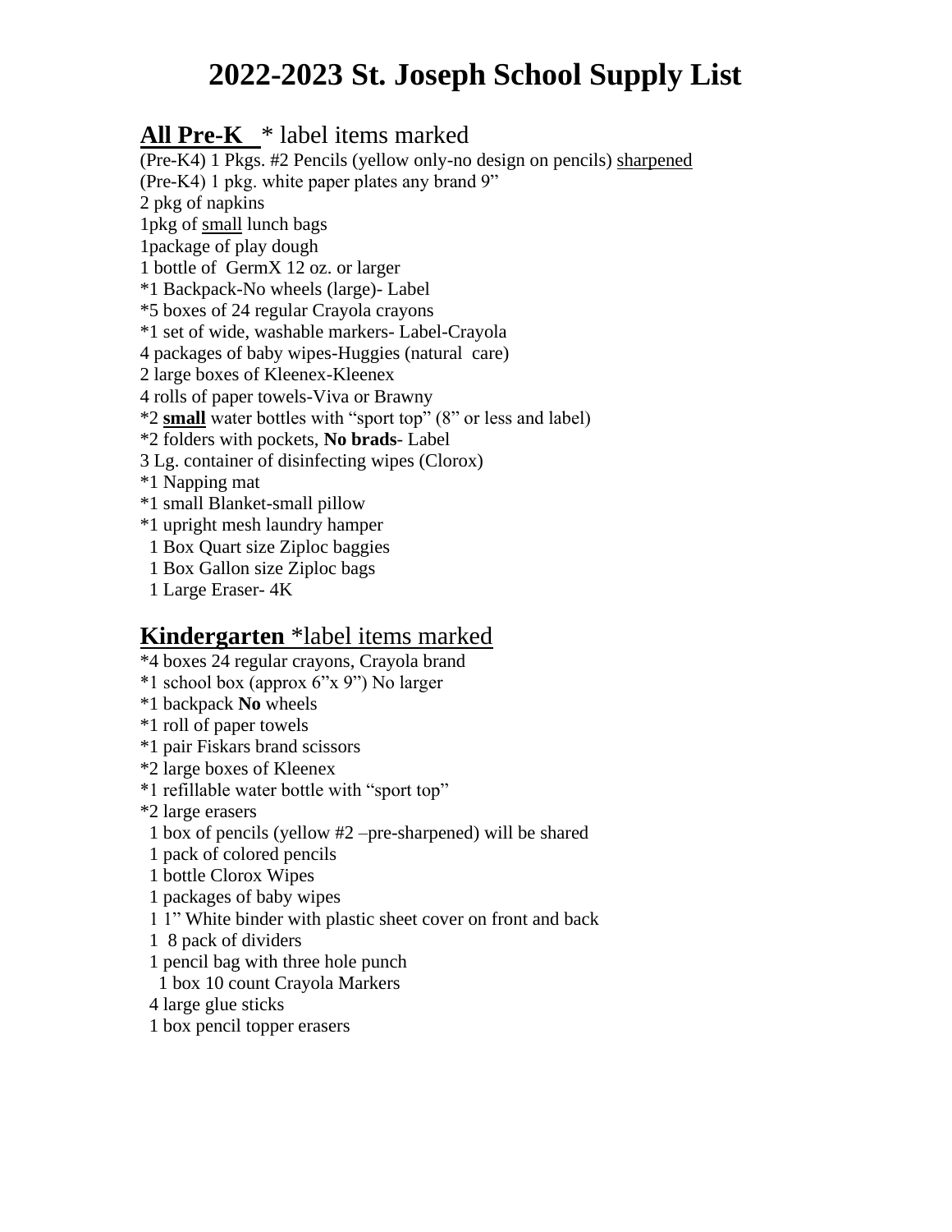# 2022-2023 St. Joseph School Supply List

## **All Pre-K** * label items marked

(Pre-K4) 1 Pkgs. #2 Pencils (yellow only-no design on pencils) sharpened
(Pre-K4) 1 pkg. white paper plates any brand 9"
2 pkg of napkins
1pkg of small lunch bags
1package of play dough
1 bottle of GermX 12 oz. or larger
*1 Backpack-No wheels (large)- Label
*5 boxes of 24 regular Crayola crayons
*1 set of wide, washable markers- Label-Crayola
4 packages of baby wipes-Huggies (natural care)
2 large boxes of Kleenex-Kleenex
4 rolls of paper towels-Viva or Brawny
*2 **small** water bottles with "sport top" (8" or less and label)
*2 folders with pockets, **No brads**- Label
3 Lg. container of disinfecting wipes (Clorox)
*1 Napping mat
*1 small Blanket-small pillow
*1 upright mesh laundry hamper
1 Box Quart size Ziploc baggies
1 Box Gallon size Ziploc bags
1 Large Eraser- 4K

## **Kindergarten** *label items marked

*4 boxes 24 regular crayons, Crayola brand
*1 school box (approx 6"x 9") No larger
*1 backpack **No** wheels
*1 roll of paper towels
*1 pair Fiskars brand scissors
*2 large boxes of Kleenex
*1 refillable water bottle with "sport top"
*2 large erasers
1 box of pencils (yellow #2 –pre-sharpened) will be shared
1 pack of colored pencils
1 bottle Clorox Wipes
1 packages of baby wipes
1 1" White binder with plastic sheet cover on front and back
1 8 pack of dividers
1 pencil bag with three hole punch
1 box 10 count Crayola Markers
4 large glue sticks
1 box pencil topper erasers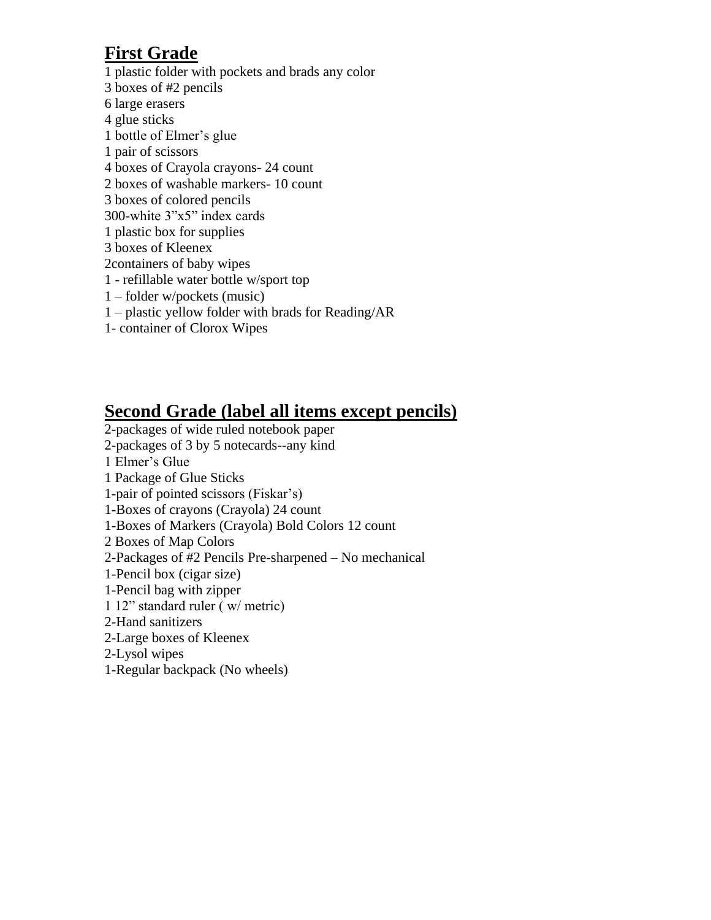## **First Grade**

1 plastic folder with pockets and brads any color
3 boxes of #2 pencils
6 large erasers
4 glue sticks
1 bottle of Elmer's glue
1 pair of scissors
4 boxes of Crayola crayons- 24 count
2 boxes of washable markers- 10 count
3 boxes of colored pencils
300-white 3"x5" index cards
1 plastic box for supplies
3 boxes of Kleenex
2containers of baby wipes
1 - refillable water bottle w/sport top
1 – folder w/pockets (music)
1 – plastic yellow folder with brads for Reading/AR
1- container of Clorox Wipes

## **Second Grade (label all items except pencils)**

2-packages of wide ruled notebook paper
2-packages of 3 by 5 notecards--any kind
1 Elmer's Glue
1 Package of Glue Sticks
1-pair of pointed scissors (Fiskar's)
1-Boxes of crayons (Crayola) 24 count
1-Boxes of Markers (Crayola) Bold Colors 12 count
2 Boxes of Map Colors
2-Packages of #2 Pencils Pre-sharpened – No mechanical
1-Pencil box (cigar size)
1-Pencil bag with zipper
1 12" standard ruler ( w/ metric)
2-Hand sanitizers
2-Large boxes of Kleenex
2-Lysol wipes
1-Regular backpack (No wheels)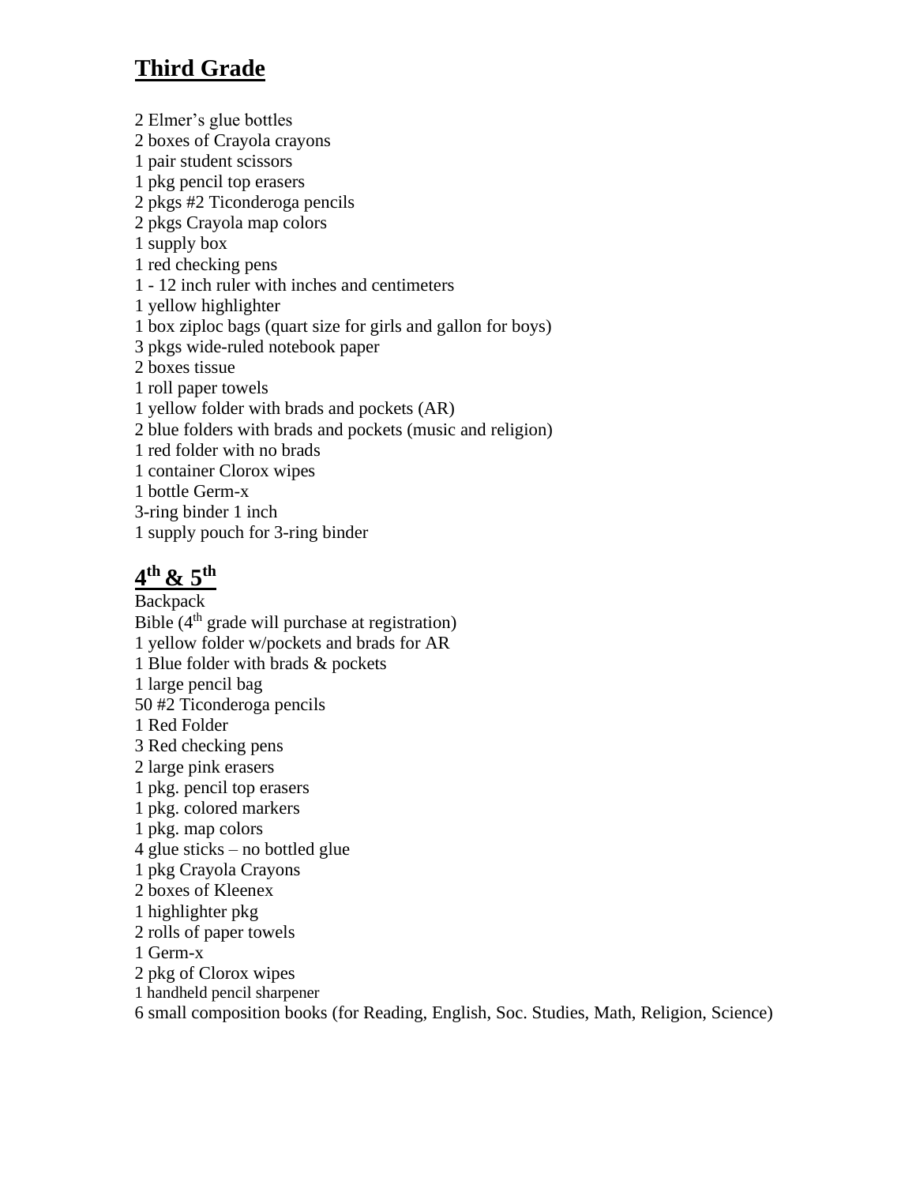## Third Grade

2 Elmer's glue bottles
2 boxes of Crayola crayons
1 pair student scissors
1 pkg pencil top erasers
2 pkgs #2 Ticonderoga pencils
2 pkgs Crayola map colors
1 supply box
1 red checking pens
1 - 12 inch ruler with inches and centimeters
1 yellow highlighter
1 box ziploc bags (quart size for girls and gallon for boys)
3 pkgs wide-ruled notebook paper
2 boxes tissue
1 roll paper towels
1 yellow folder with brads and pockets (AR)
2 blue folders with brads and pockets (music and religion)
1 red folder with no brads
1 container Clorox wipes
1 bottle Germ-x
3-ring binder 1 inch
1 supply pouch for 3-ring binder

## 4th & 5th

Backpack
Bible (4th grade will purchase at registration)
1 yellow folder w/pockets and brads for AR
1 Blue folder with brads & pockets
1 large pencil bag
50 #2 Ticonderoga pencils
1 Red Folder
3 Red checking pens
2 large pink erasers
1 pkg. pencil top erasers
1 pkg. colored markers
1 pkg. map colors
4 glue sticks – no bottled glue
1 pkg Crayola Crayons
2 boxes of Kleenex
1 highlighter pkg
2 rolls of paper towels
1 Germ-x
2 pkg of Clorox wipes
1 handheld pencil sharpener
6 small composition books (for Reading, English, Soc. Studies, Math, Religion, Science)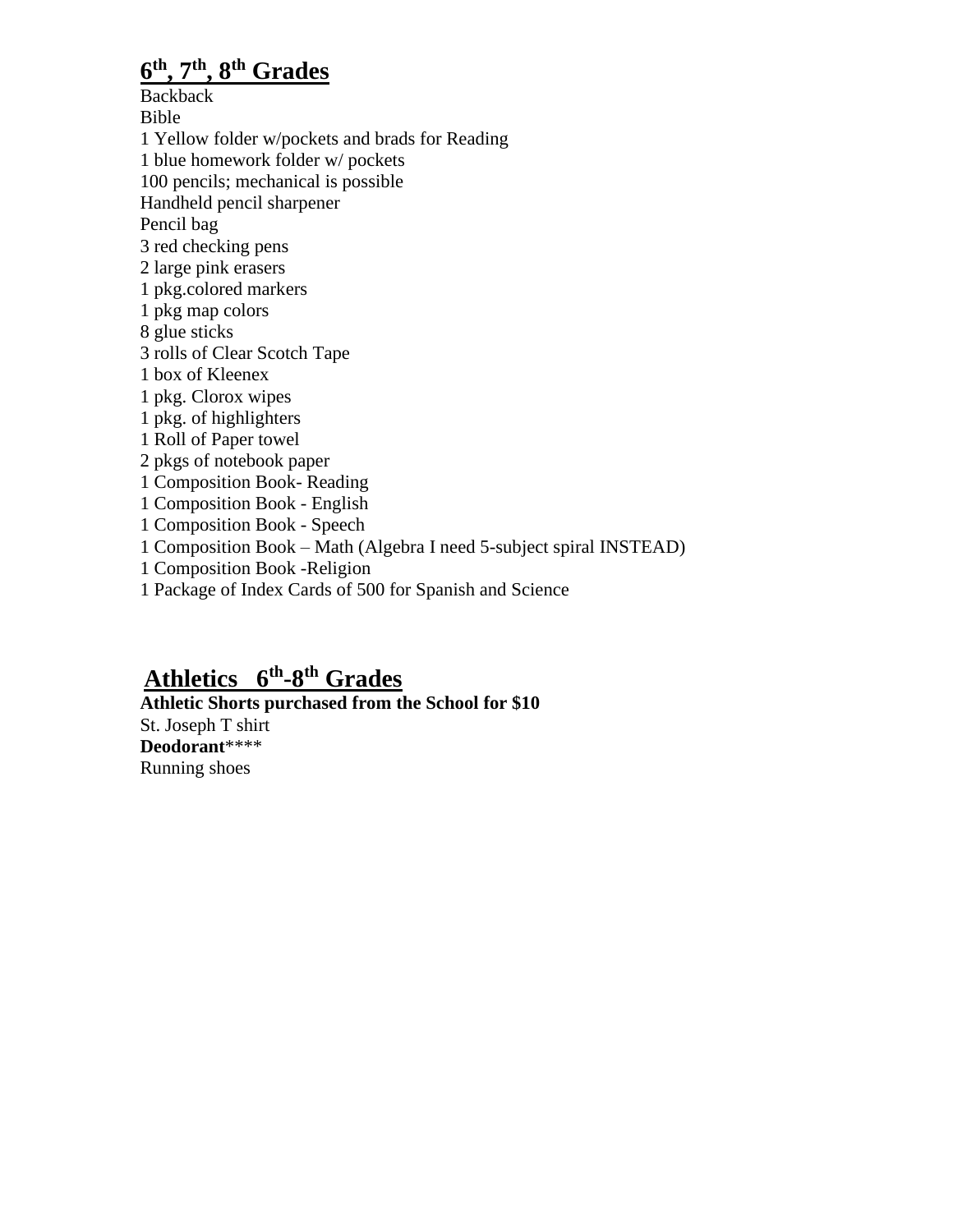## 6th, 7th, 8th Grades

Backback
Bible
1 Yellow folder w/pockets and brads for Reading
1 blue homework folder w/ pockets
100 pencils; mechanical is possible
Handheld pencil sharpener
Pencil bag
3 red checking pens
2 large pink erasers
1 pkg.colored markers
1 pkg map colors
8 glue sticks
3 rolls of Clear Scotch Tape
1 box of Kleenex
1 pkg. Clorox wipes
1 pkg. of highlighters
1 Roll of Paper towel
2 pkgs of notebook paper
1 Composition Book- Reading
1 Composition Book - English
1 Composition Book - Speech
1 Composition Book – Math (Algebra I need 5-subject spiral INSTEAD)
1 Composition Book -Religion
1 Package of Index Cards of 500 for Spanish and Science

## Athletics 6th-8th Grades

**Athletic Shorts purchased from the School for $10**
St. Joseph T shirt
**Deodorant*******
Running shoes